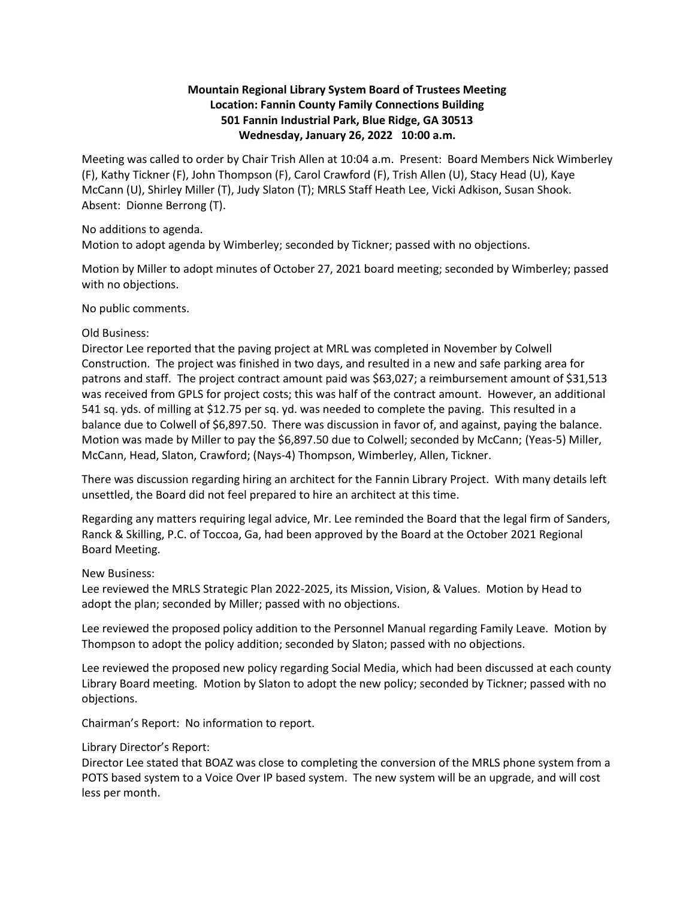**Mountain Regional Library System Board of Trustees Meeting**
**Location: Fannin County Family Connections Building**
**501 Fannin Industrial Park, Blue Ridge, GA 30513**
**Wednesday, January 26, 2022 10:00 a.m.**

Meeting was called to order by Chair Trish Allen at 10:04 a.m. Present: Board Members Nick Wimberley (F), Kathy Tickner (F), John Thompson (F), Carol Crawford (F), Trish Allen (U), Stacy Head (U), Kaye McCann (U), Shirley Miller (T), Judy Slaton (T); MRLS Staff Heath Lee, Vicki Adkison, Susan Shook. Absent: Dionne Berrong (T).

No additions to agenda.
Motion to adopt agenda by Wimberley; seconded by Tickner; passed with no objections.

Motion by Miller to adopt minutes of October 27, 2021 board meeting; seconded by Wimberley; passed with no objections.

No public comments.

Old Business:
Director Lee reported that the paving project at MRL was completed in November by Colwell Construction. The project was finished in two days, and resulted in a new and safe parking area for patrons and staff. The project contract amount paid was $63,027; a reimbursement amount of $31,513 was received from GPLS for project costs; this was half of the contract amount. However, an additional 541 sq. yds. of milling at $12.75 per sq. yd. was needed to complete the paving. This resulted in a balance due to Colwell of $6,897.50. There was discussion in favor of, and against, paying the balance. Motion was made by Miller to pay the $6,897.50 due to Colwell; seconded by McCann; (Yeas-5) Miller, McCann, Head, Slaton, Crawford; (Nays-4) Thompson, Wimberley, Allen, Tickner.

There was discussion regarding hiring an architect for the Fannin Library Project. With many details left unsettled, the Board did not feel prepared to hire an architect at this time.

Regarding any matters requiring legal advice, Mr. Lee reminded the Board that the legal firm of Sanders, Ranck & Skilling, P.C. of Toccoa, Ga, had been approved by the Board at the October 2021 Regional Board Meeting.

New Business:
Lee reviewed the MRLS Strategic Plan 2022-2025, its Mission, Vision, & Values. Motion by Head to adopt the plan; seconded by Miller; passed with no objections.

Lee reviewed the proposed policy addition to the Personnel Manual regarding Family Leave. Motion by Thompson to adopt the policy addition; seconded by Slaton; passed with no objections.

Lee reviewed the proposed new policy regarding Social Media, which had been discussed at each county Library Board meeting. Motion by Slaton to adopt the new policy; seconded by Tickner; passed with no objections.

Chairman's Report: No information to report.

Library Director's Report:
Director Lee stated that BOAZ was close to completing the conversion of the MRLS phone system from a POTS based system to a Voice Over IP based system. The new system will be an upgrade, and will cost less per month.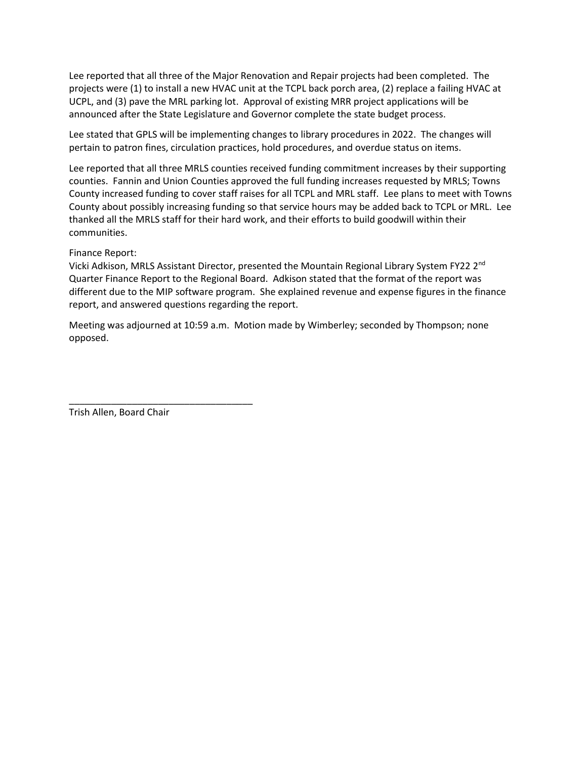Lee reported that all three of the Major Renovation and Repair projects had been completed. The projects were (1) to install a new HVAC unit at the TCPL back porch area, (2) replace a failing HVAC at UCPL, and (3) pave the MRL parking lot. Approval of existing MRR project applications will be announced after the State Legislature and Governor complete the state budget process.

Lee stated that GPLS will be implementing changes to library procedures in 2022. The changes will pertain to patron fines, circulation practices, hold procedures, and overdue status on items.

Lee reported that all three MRLS counties received funding commitment increases by their supporting counties. Fannin and Union Counties approved the full funding increases requested by MRLS; Towns County increased funding to cover staff raises for all TCPL and MRL staff. Lee plans to meet with Towns County about possibly increasing funding so that service hours may be added back to TCPL or MRL. Lee thanked all the MRLS staff for their hard work, and their efforts to build goodwill within their communities.

Finance Report:
Vicki Adkison, MRLS Assistant Director, presented the Mountain Regional Library System FY22 2nd Quarter Finance Report to the Regional Board. Adkison stated that the format of the report was different due to the MIP software program. She explained revenue and expense figures in the finance report, and answered questions regarding the report.

Meeting was adjourned at 10:59 a.m. Motion made by Wimberley; seconded by Thompson; none opposed.

___________________________________
Trish Allen, Board Chair